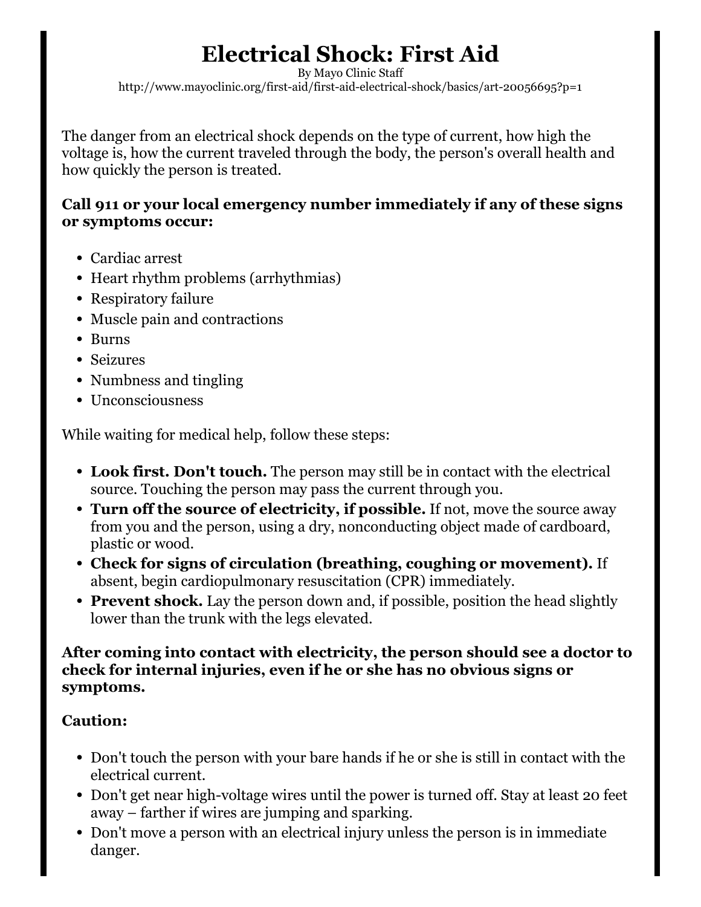# Electrical Shock: First Aid

By Mayo Clinic Staff

http://www.mayoclinic.org/first-aid/first-aid-electrical-shock/basics/art-20056695?p=1

The danger from an electrical shock depends on the type of current, how high the voltage is, how the current traveled through the body, the person's overall health and how quickly the person is treated.

**Call 911 or your local emergency number immediately if any of these signs or symptoms occur:**

- Cardiac arrest
- Heart rhythm problems (arrhythmias)
- Respiratory failure
- Muscle pain and contractions
- Burns
- Seizures
- Numbness and tingling
- Unconsciousness

While waiting for medical help, follow these steps:

- **Look first. Don't touch.** The person may still be in contact with the electrical source. Touching the person may pass the current through you.
- **Turn off the source of electricity, if possible.** If not, move the source away from you and the person, using a dry, nonconducting object made of cardboard, plastic or wood.
- **Check for signs of circulation (breathing, coughing or movement).** If absent, begin cardiopulmonary resuscitation (CPR) immediately.
- **Prevent shock.** Lay the person down and, if possible, position the head slightly lower than the trunk with the legs elevated.

**After coming into contact with electricity, the person should see a doctor to check for internal injuries, even if he or she has no obvious signs or symptoms.**

**Caution:**

- Don't touch the person with your bare hands if he or she is still in contact with the electrical current.
- Don't get near high-voltage wires until the power is turned off. Stay at least 20 feet away – farther if wires are jumping and sparking.
- Don't move a person with an electrical injury unless the person is in immediate danger.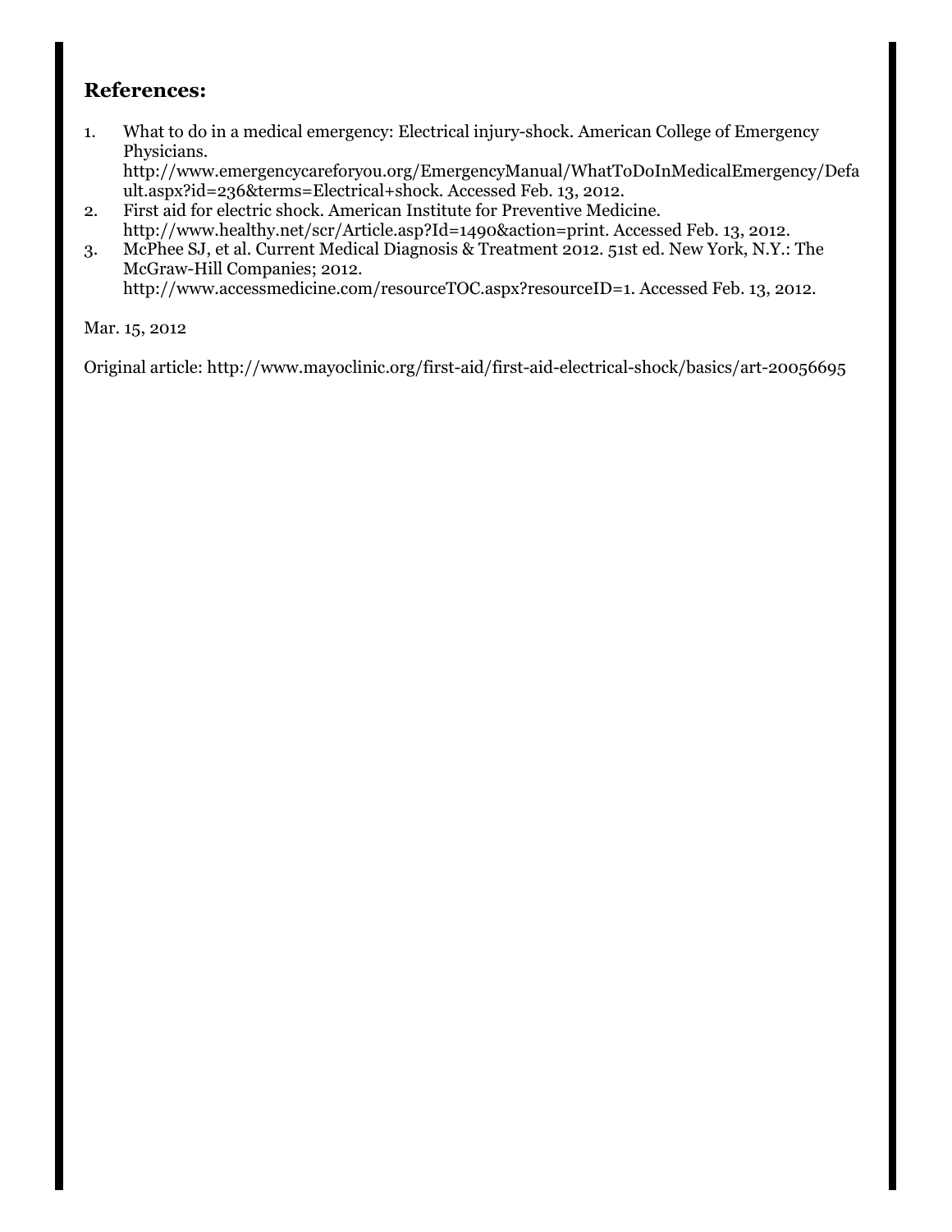## References:

1. What to do in a medical emergency: Electrical injury-shock. American College of Emergency Physicians. http://www.emergencycareforyou.org/EmergencyManual/WhatToDoInMedicalEmergency/Default.aspx?id=236&terms=Electrical+shock. Accessed Feb. 13, 2012.
2. First aid for electric shock. American Institute for Preventive Medicine. http://www.healthy.net/scr/Article.asp?Id=1490&action=print. Accessed Feb. 13, 2012.
3. McPhee SJ, et al. Current Medical Diagnosis & Treatment 2012. 51st ed. New York, N.Y.: The McGraw-Hill Companies; 2012. http://www.accessmedicine.com/resourceTOC.aspx?resourceID=1. Accessed Feb. 13, 2012.

Mar. 15, 2012

Original article: http://www.mayoclinic.org/first-aid/first-aid-electrical-shock/basics/art-20056695